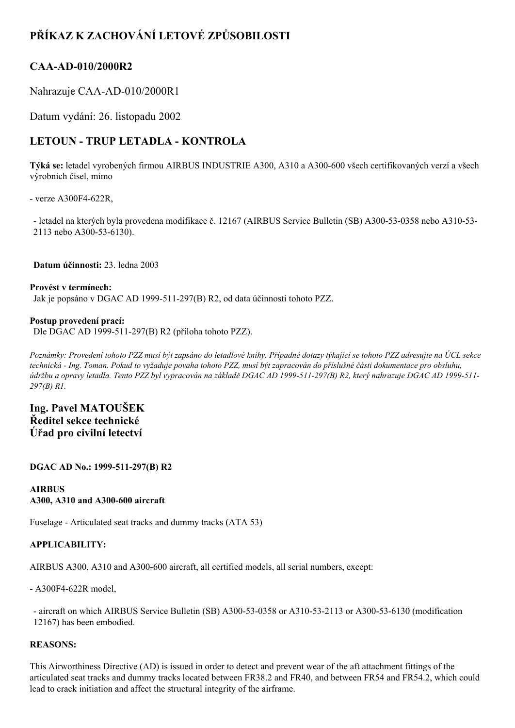# PŘÍKAZ K ZACHOVÁNÍ LETOVÉ ZPŮSOBILOSTI

## CAA-AD-010/2000R2

Nahrazuje CAA-AD-010/2000R1

Datum vydání: 26. listopadu 2002

## LETOUN - TRUP LETADLA - KONTROLA

**Týká se:** letadel vyrobených firmou AIRBUS INDUSTRIE A300, A310 a A300-600 všech certifikovaných verzí a všech výrobních čísel, mimo

- verze A300F4-622R,

- letadel na kterých byla provedena modifikace č. 12167 (AIRBUS Service Bulletin (SB) A300-53-0358 nebo A310-53-2113 nebo A300-53-6130).

**Datum účinnosti:** 23. ledna 2003

**Provést v termínech:**
Jak je popsáno v DGAC AD 1999-511-297(B) R2, od data účinnosti tohoto PZZ.

**Postup provedení prací:**
Dle DGAC AD 1999-511-297(B) R2 (příloha tohoto PZZ).

*Poznámky: Provedení tohoto PZZ musí být zapsáno do letadlové knihy. Případné dotazy týkající se tohoto PZZ adresujte na ÚCL sekce technická - Ing. Toman. Pokud to vyžaduje povaha tohoto PZZ, musí být zapracován do příslušné části dokumentace pro obsluhu, údržbu a opravy letadla. Tento PZZ byl vypracován na základě DGAC AD 1999-511-297(B) R2, který nahrazuje DGAC AD 1999-511-297(B) R1.*

**Ing. Pavel MATOUŠEK**
**Ředitel sekce technické**
**Úřad pro civilní letectví**

**DGAC AD No.: 1999-511-297(B) R2**

**AIRBUS**
**A300, A310 and A300-600 aircraft**

Fuselage - Articulated seat tracks and dummy tracks (ATA 53)

**APPLICABILITY:**

AIRBUS A300, A310 and A300-600 aircraft, all certified models, all serial numbers, except:

- A300F4-622R model,

- aircraft on which AIRBUS Service Bulletin (SB) A300-53-0358 or A310-53-2113 or A300-53-6130 (modification 12167) has been embodied.

**REASONS:**

This Airworthiness Directive (AD) is issued in order to detect and prevent wear of the aft attachment fittings of the articulated seat tracks and dummy tracks located between FR38.2 and FR40, and between FR54 and FR54.2, which could lead to crack initiation and affect the structural integrity of the airframe.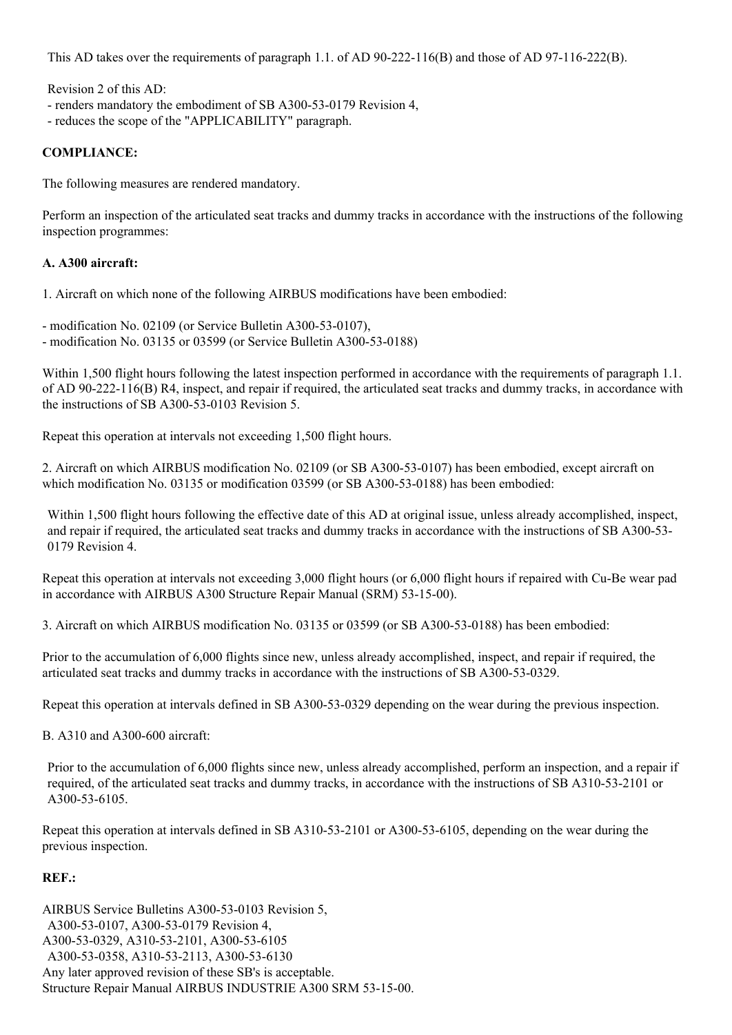This AD takes over the requirements of paragraph 1.1. of AD 90-222-116(B) and those of AD 97-116-222(B).

Revision 2 of this AD:
- renders mandatory the embodiment of SB A300-53-0179 Revision 4,
- reduces the scope of the "APPLICABILITY" paragraph.

**COMPLIANCE:**

The following measures are rendered mandatory.

Perform an inspection of the articulated seat tracks and dummy tracks in accordance with the instructions of the following inspection programmes:

**A. A300 aircraft:**

1. Aircraft on which none of the following AIRBUS modifications have been embodied:

- modification No. 02109 (or Service Bulletin A300-53-0107),
- modification No. 03135 or 03599 (or Service Bulletin A300-53-0188)

Within 1,500 flight hours following the latest inspection performed in accordance with the requirements of paragraph 1.1. of AD 90-222-116(B) R4, inspect, and repair if required, the articulated seat tracks and dummy tracks, in accordance with the instructions of SB A300-53-0103 Revision 5.

Repeat this operation at intervals not exceeding 1,500 flight hours.

2. Aircraft on which AIRBUS modification No. 02109 (or SB A300-53-0107) has been embodied, except aircraft on which modification No. 03135 or modification 03599 (or SB A300-53-0188) has been embodied:

Within 1,500 flight hours following the effective date of this AD at original issue, unless already accomplished, inspect, and repair if required, the articulated seat tracks and dummy tracks in accordance with the instructions of SB A300-53-0179 Revision 4.

Repeat this operation at intervals not exceeding 3,000 flight hours (or 6,000 flight hours if repaired with Cu-Be wear pad in accordance with AIRBUS A300 Structure Repair Manual (SRM) 53-15-00).

3. Aircraft on which AIRBUS modification No. 03135 or 03599 (or SB A300-53-0188) has been embodied:

Prior to the accumulation of 6,000 flights since new, unless already accomplished, inspect, and repair if required, the articulated seat tracks and dummy tracks in accordance with the instructions of SB A300-53-0329.

Repeat this operation at intervals defined in SB A300-53-0329 depending on the wear during the previous inspection.

B. A310 and A300-600 aircraft:

Prior to the accumulation of 6,000 flights since new, unless already accomplished, perform an inspection, and a repair if required, of the articulated seat tracks and dummy tracks, in accordance with the instructions of SB A310-53-2101 or A300-53-6105.

Repeat this operation at intervals defined in SB A310-53-2101 or A300-53-6105, depending on the wear during the previous inspection.

**REF.:**

AIRBUS Service Bulletins A300-53-0103 Revision 5,
A300-53-0107, A300-53-0179 Revision 4,
A300-53-0329, A310-53-2101, A300-53-6105
A300-53-0358, A310-53-2113, A300-53-6130
Any later approved revision of these SB's is acceptable.
Structure Repair Manual AIRBUS INDUSTRIE A300 SRM 53-15-00.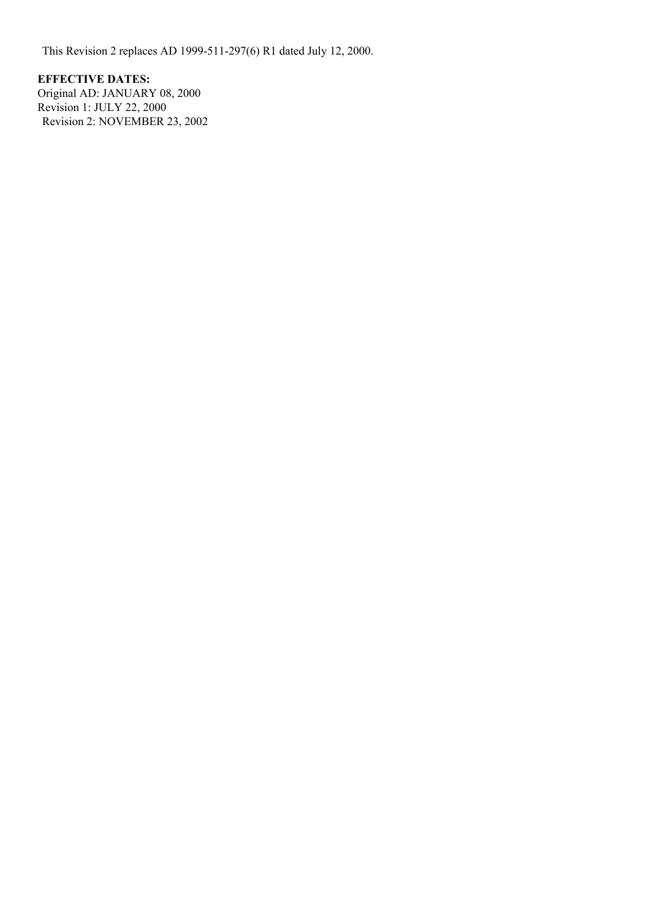This Revision 2 replaces AD 1999-511-297(6) R1 dated July 12, 2000.

**EFFECTIVE DATES:**
Original AD: JANUARY 08, 2000
Revision 1: JULY 22, 2000
Revision 2: NOVEMBER 23, 2002